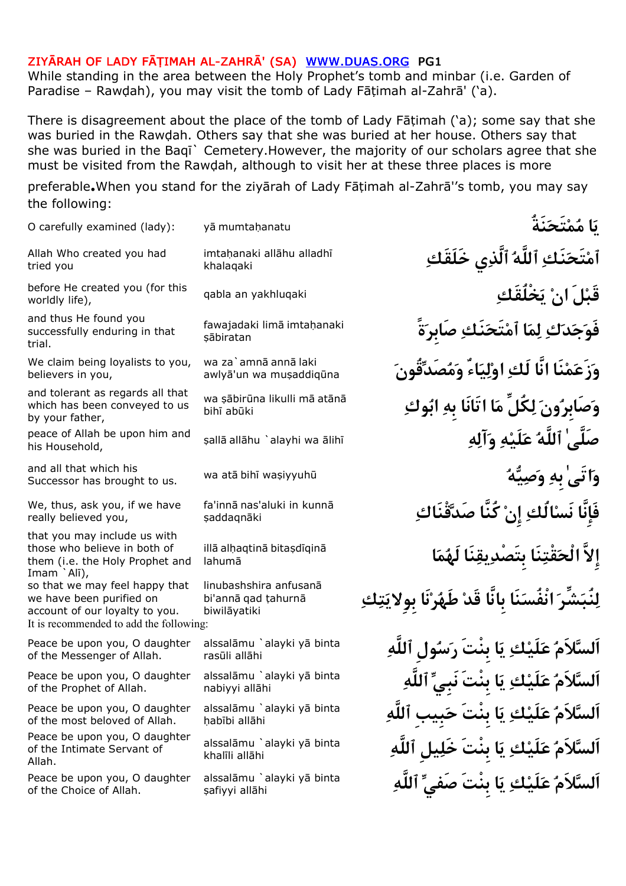## ZIYĀRAH OF LADY FĀṬIMAH AL-ZAHRĀ' (SA) WWW.DUAS.ORG

While standing in the area between the Holy Prophet's tomb and minbar (i.e. Garden of Paradise – Rawḍah), you may visit the tomb of Lady Fāṭimah al-Zahrā' ('a).

There is disagreement about the place of the tomb of Lady Fāṭimah ('a); some say that she was buried in the Rawḍah. Others say that she was buried at her house. Others say that she was buried in the Baqī` Cemetery.However, the majority of our scholars agree that she must be visited from the Rawḍah, although to visit her at these three places is more preferable.When you stand for the ziyārah of Lady Fāṭimah al-Zahrā''s tomb, you may say the following:

| English | Transliteration | Arabic |
|---|---|---|
| O carefully examined (lady): | yā mumtaḥanatu | يَا مُمْتَحَنَةُ |
| Allah Who created you had tried you | imtaḥanaki allāhu alladhī khalaqaki | ٱمْتَحَنَكِ ٱللَّهُ ٱلَّذِي خَلَقَكِ |
| before He created you (for this worldly life), | qabla an yakhluqaki | قَبْلَ انْ يَخْلُقَكِ |
| and thus He found you successfully enduring in that trial. | fawajadaki limā imtaḥanaki ṣābiratan | فَوَجَدَكِ لِمَا ٱمْتَحَنَكِ صَابِرَةً |
| We claim being loyalists to you, believers in you, | wa za`amnā annā laki awliyā'un wa muṣaddiqūna | وَزَعَمْنَا انَّا لَكِ اوْلِيَاءٌ وَمُصَدِّقُونَ |
| and tolerant as regards all that which has been conveyed to us by your father, | wa ṣābirūna likulli mā atānā bihī abūki | وَصَابِرُونَ لِكُلِّ مَا اتَانَا بِهِ ابُوكِ |
| peace of Allah be upon him and his Household, | ṣallā allāhu `alayhi wa ālihī | صَلَّىٰ ٱللَّهُ عَلَيْهِ وَآلِهِ |
| and all that which his Successor has brought to us. | wa atā bihī waṣiyyuhū | وَاتَىٰ بِهِ وَصِيُّهُ |
| We, thus, ask you, if we have really believed you, | fa'innā nas'aluki in kunnā ṣaddaqnāki | فَإِنَّا نَسْالُكِ إِنْ كُنَّا صَدَّقْنَاكِ |
| that you may include us with those who believe in both of them (i.e. the Holy Prophet and Imam `Alī), | illā alḥaqtinā bitaṣdīqinā lahumā | إِلاَّ الْحَقْتِنَا بِتَصْدِيقِنَا لَهُمَا |
| so that we may feel happy that we have been purified on account of our loyalty to you. | linubashshira anfusanā bi'annā qad ṭahurnā biwilāyatiki | لِنُبَشِّرَ انْفُسَنَا بِانَّا قَدْ طَهُرْنَا بِوِلايَتِكِ |

It is recommended to add the following:

| English | Transliteration | Arabic |
|---|---|---|
| Peace be upon you, O daughter of the Messenger of Allah. | alssalāmu `alayki yā binta rasūli allāhi | اَلسَّلاَمُ عَلَيْكِ يَا بِنْتَ رَسُولِ ٱللَّهِ |
| Peace be upon you, O daughter of the Prophet of Allah. | alssalāmu `alayki yā binta nabiyyi allāhi | اَلسَّلاَمُ عَلَيْكِ يَا بِنْتَ نَبِيِّ ٱللَّهِ |
| Peace be upon you, O daughter of the most beloved of Allah. | alssalāmu `alayki yā binta ḥabībi allāhi | اَلسَّلاَمُ عَلَيْكِ يَا بِنْتَ حَبِيبِ ٱللَّهِ |
| Peace be upon you, O daughter of the Intimate Servant of Allah. | alssalāmu `alayki yā binta khalīli allāhi | اَلسَّلاَمُ عَلَيْكِ يَا بِنْتَ خَلِيلِ ٱللَّهِ |
| Peace be upon you, O daughter of the Choice of Allah. | alssalāmu `alayki yā binta ṣafiyyi allāhi | اَلسَّلاَمُ عَلَيْكِ يَا بِنْتَ صَفِيِّ ٱللَّهِ |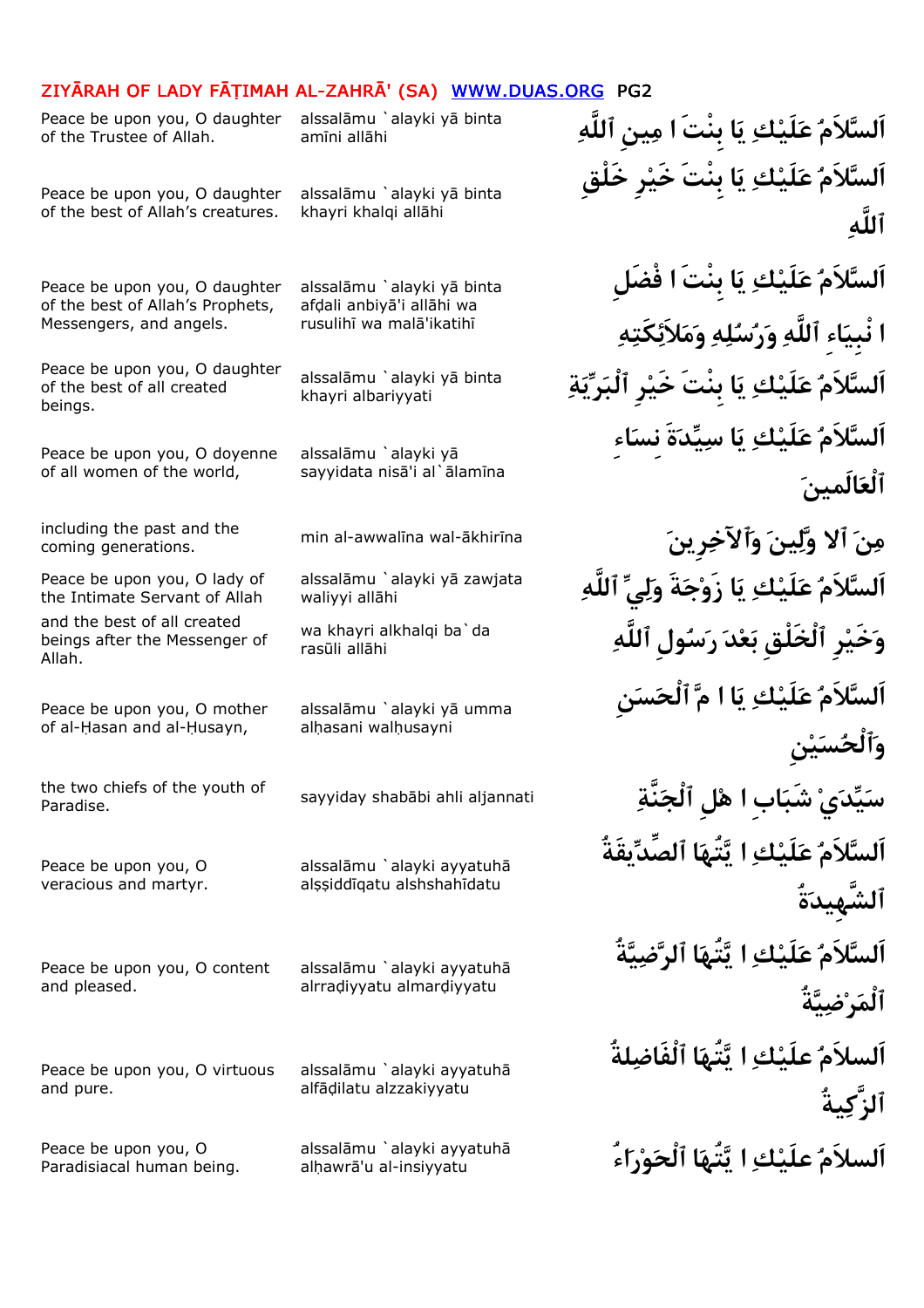| English | Transliteration | Arabic |
|---|---|---|
| Peace be upon you, O daughter of the Trustee of Allah. | alssalāmu `alayki yā binta amīni allāhi | اَلسَّلاَمُ عَلَيْكِ يَا بِنْتَ امِينِ ٱللَّهِ |
| Peace be upon you, O daughter of the best of Allah's creatures. | alssalāmu `alayki yā binta khayri khalqi allāhi | اَلسَّلاَمُ عَلَيْكِ يَا بِنْتَ خَيْرِ خَلْقِ ٱللَّهِ |
| Peace be upon you, O daughter of the best of Allah's Prophets, Messengers, and angels. | alssalāmu `alayki yā binta afḍali anbiyā'i allāhi wa rusulihī wa malā'ikatihī | اَلسَّلاَمُ عَلَيْكِ يَا بِنْتَ افْضَلِ انْبِيَاءِ ٱللَّهِ وَرُسُلِهِ وَمَلاَئِكَتِهِ |
| Peace be upon you, O daughter of the best of all created beings. | alssalāmu `alayki yā binta khayri albariyyati | اَلسَّلاَمُ عَلَيْكِ يَا بِنْتَ خَيْرِ ٱلْبَرِيَّةِ |
| Peace be upon you, O doyenne of all women of the world, | alssalāmu `alayki yā sayyidata nisā'i al`ālamīna | اَلسَّلاَمُ عَلَيْكِ يَا سَيِّدَةَ نِسَاءِ ٱلْعَالَمِينَ |
| including the past and the coming generations. | min al-awwalīna wal-ākhirīna | مِنَ ٱلاوَّلِينَ وَٱلآخِرِينَ |
| Peace be upon you, O lady of the Intimate Servant of Allah | alssalāmu `alayki yā zawjata waliyyi allāhi | اَلسَّلاَمُ عَلَيْكِ يَا زَوْجَةَ وَلِيِّ ٱللَّهِ |
| and the best of all created beings after the Messenger of Allah. | wa khayri alkhalqi ba`da rasūli allāhi | وَخَيْرِ ٱلْخَلْقِ بَعْدَ رَسُولِ ٱللَّهِ |
| Peace be upon you, O mother of al-Ḥasan and al-Ḥusayn, | alssalāmu `alayki yā umma alḥasani walḥusayni | اَلسَّلاَمُ عَلَيْكِ يَا امَّ ٱلْحَسَنِ وَٱلْحُسَيْنِ |
| the two chiefs of the youth of Paradise. | sayyiday shabābi ahli aljannati | سَيِّدَيْ شَبَابِ اهْلِ ٱلْجَنَّةِ |
| Peace be upon you, O veracious and martyr. | alssalāmu `alayki ayyatuhā alṣṣiddīqatu alshshahīdatu | اَلسَّلاَمُ عَلَيْكِ ايَّتُهَا ٱلصِّدِّيقَةُ ٱلشَّهِيدَةُ |
| Peace be upon you, O content and pleased. | alssalāmu `alayki ayyatuhā alrraḍiyyatu almarḍiyyatu | اَلسَّلاَمُ عَلَيْكِ ايَّتُهَا ٱلرَّضِيَّةُ ٱلْمَرْضِيَّةُ |
| Peace be upon you, O virtuous and pure. | alssalāmu `alayki ayyatuhā alfāḍilatu alzzakiyyatu | اَلسلاَمُ علَيْكِ ايَّتُهَا ٱلْفَاضِلةُ ٱلزَّكِيةُ |
| Peace be upon you, O Paradisiacal human being. | alssalāmu `alayki ayyatuhā alḥawrā'u al-insiyyatu | اَلسلاَمُ علَيْكِ ايَّتُهَا ٱلْحَوْرَاءُ |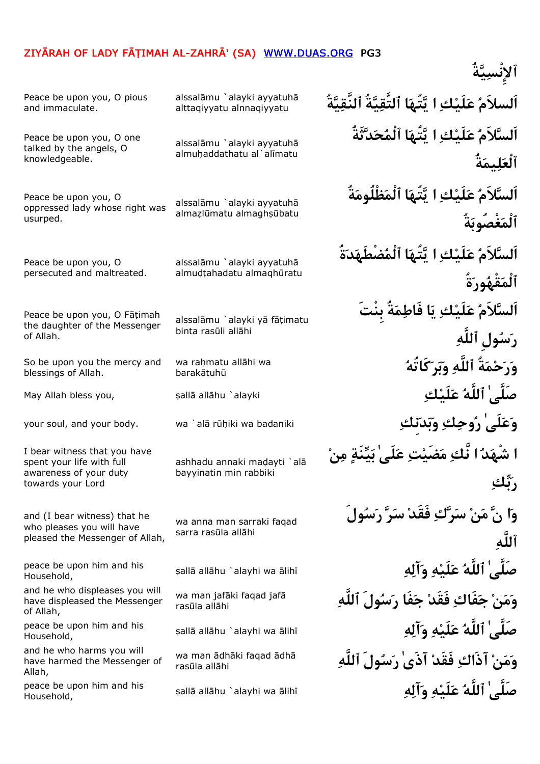ٱلإِنْسِيَّةُ

| English | Transliteration | Arabic |
|---|---|---|
| Peace be upon you, O pious and immaculate. | alssalāmu `alayki ayyatuhā alttaqiyyatu alnnaqiyyatu | اَلسلاَمُ عَلَيْكِ ا يَّتُهَا ٱلتَّقِيَّةُ ٱلنَّقِيَّةُ |
| Peace be upon you, O one talked by the angels, O knowledgeable. | alssalāmu `alayki ayyatuhā almuḥaddathatu al`alīmatu | اَلسَّلاَمُ عَلَيْكِ ا يَّتُهَا ٱلْمُحَدَّثَةُ ٱلْعَلِيمَةُ |
| Peace be upon you, O oppressed lady whose right was usurped. | alssalāmu `alayki ayyatuhā almaẓlūmatu almaghṣūbatu | اَلسَّلاَمُ عَلَيْكِ ا يَّتُهَا ٱلْمَظْلُومَةُ ٱلْمَغْصُوبَةُ |
| Peace be upon you, O persecuted and maltreated. | alssalāmu `alayki ayyatuhā almuḍṭahadatu almaqhūratu | اَلسَّلاَمُ عَلَيْكِ ا يَّتُهَا ٱلْمُضْطَهَدَةُ ٱلْمَقْهُورَةُ |
| Peace be upon you, O Fāṭimah the daughter of the Messenger of Allah. | alssalāmu `alayki yā fāṭimatu binta rasūli allāhi | اَلسَّلاَمُ عَلَيْكِ يَا فَاطِمَةُ بِنْتَ رَسُولِ ٱللَّهِ |
| So be upon you the mercy and blessings of Allah. | wa raḥmatu allāhi wa barakātuhū | وَرَحْمَةُ ٱللَّهِ وَبَرَكَاتُهُ |
| May Allah bless you, | ṣallā allāhu `alayki | صَلَّىٰ ٱللَّهُ عَلَيْكِ |
| your soul, and your body. | wa `alā rūḥiki wa badaniki | وَعَلَىٰ رُوحِكِ وَبَدَنِكِ |
| I bear witness that you have spent your life with full awareness of your duty towards your Lord | ashhadu annaki maḍayti `alā bayyinatin min rabbiki | ا شْهَدُ ا نَّكِ مَضَيْتِ عَلَىٰ بَيِّنَةٍ مِنْ رَبِّكِ |
| and (I bear witness) that he who pleases you will have pleased the Messenger of Allah, | wa anna man sarraki faqad sarra rasūla allāhi | وَا نَّ مَنْ سَرَّكِ فَقَدْ سَرَّ رَسُولَ ٱللَّهِ |
| peace be upon him and his Household, | ṣallā allāhu `alayhi wa ālihī | صَلَّىٰ ٱللَّهُ عَلَيْهِ وَآلِهِ |
| and he who displeases you will have displeased the Messenger of Allah, | wa man jafāki faqad jafā rasūla allāhi | وَمَنْ جَفَاكِ فَقَدْ جَفَا رَسُولَ ٱللَّهِ |
| peace be upon him and his Household, | ṣallā allāhu `alayhi wa ālihī | صَلَّىٰ ٱللَّهُ عَلَيْهِ وَآلِهِ |
| and he who harms you will have harmed the Messenger of Allah, | wa man ādhāki faqad ādhā rasūla allāhi | وَمَنْ آذَاكِ فَقَدْ آذَىٰ رَسُولَ ٱللَّهِ |
| peace be upon him and his Household, | ṣallā allāhu `alayhi wa ālihī | صَلَّىٰ ٱللَّهُ عَلَيْهِ وَآلِهِ |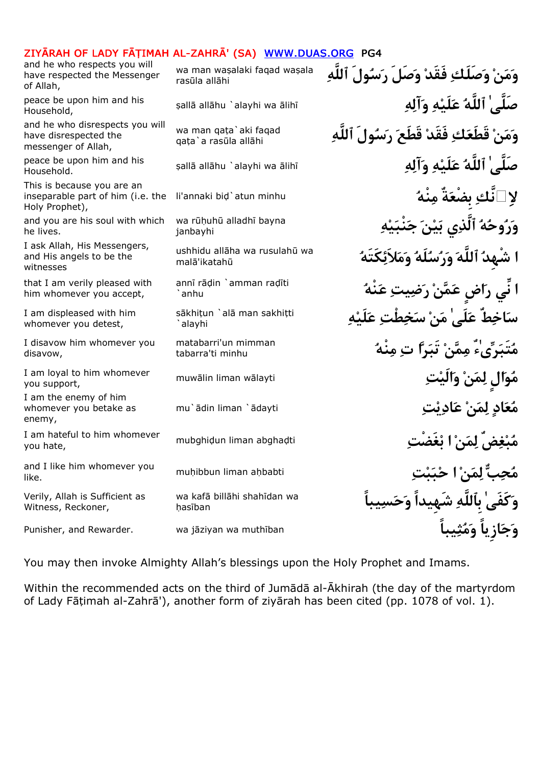| | | |
|---|---|---|
| and he who respects you will have respected the Messenger of Allah, | wa man waṣalaki faqad waṣala rasūla allāhi | وَمَنْ وَصَلَكِ فَقَدْ وَصَلَ رَسُولَ ٱللَّهِ |
| peace be upon him and his Household, | ṣallā allāhu `alayhi wa ālihī | صَلَّىٰ ٱللَّهُ عَلَيْهِ وَآلِهِ |
| and he who disrespects you will have disrespected the messenger of Allah, | wa man qaṭa`aki faqad qaṭa`a rasūla allāhi | وَمَنْ قَطَعَكِ فَقَدْ قَطَعَ رَسُولَ ٱللَّهِ |
| peace be upon him and his Household. | ṣallā allāhu `alayhi wa ālihī | صَلَّىٰ ٱللَّهُ عَلَيْهِ وَآلِهِ |
| This is because you are an inseparable part of him (i.e. the Holy Prophet), | li'annaki biḍ`atun minhu | لِأَنَّكِ بِضْعَةٌ مِنْهُ |
| and you are his soul with which he lives. | wa rūḥuhū alladhī bayna janbayhi | وَرُوحُهُ ٱلَّذِي بَيْنَ جَنْبَيْهِ |
| I ask Allah, His Messengers, and His angels to be the witnesses | ushhidu allāha wa rusulahū wa malā'ikatahū | أُشْهِدُ ٱللَّهَ وَرُسُلَهُ وَمَلاَئِكَتَهُ |
| that I am verily pleased with him whomever you accept, | annī rāḍin `amman raḍīti `anhu | أَنِّي رَاضٍ عَمَّنْ رَضِيتِ عَنْهُ |
| I am displeased with him whomever you detest, | sākhiṭun `alā man sakhiṭti `alayhi | سَاخِطٌ عَلَىٰ مَنْ سَخِطْتِ عَلَيْهِ |
| I disavow him whomever you disavow, | matabarri'un mimman tabarra'ti minhu | مُتَبَرِّىءٌ مِمَّنْ تَبَرَّأْتِ مِنْهُ |
| I am loyal to him whomever you support, | muwālin liman wālayti | مُوَالٍ لِمَنْ وَالَيْتِ |
| I am the enemy of him whomever you betake as enemy, | mu`ādin liman `ādayti | مُعَادٍ لِمَنْ عَادَيْتِ |
| I am hateful to him whomever you hate, | mubghiḍun liman abghaḍti | مُبْغِضٌ لِمَنْ أَبْغَضْتِ |
| and I like him whomever you like. | muḥibbun liman aḥbabti | مُحِبٌّ لِمَنْ أَحْبَبْتِ |
| Verily, Allah is Sufficient as Witness, Reckoner, | wa kafā billāhi shahīdan wa ḥasīban | وَكَفَىٰ بِٱللَّهِ شَهِيداً وَحَسِيباً |
| Punisher, and Rewarder. | wa jāziyan wa muthīban | وَجَازِياً وَمُثِيباً |

You may then invoke Almighty Allah's blessings upon the Holy Prophet and Imams.

Within the recommended acts on the third of Jumādā al-Ākhirah (the day of the martyrdom of Lady Fāṭimah al-Zahrā'), another form of ziyārah has been cited (pp. 1078 of vol. 1).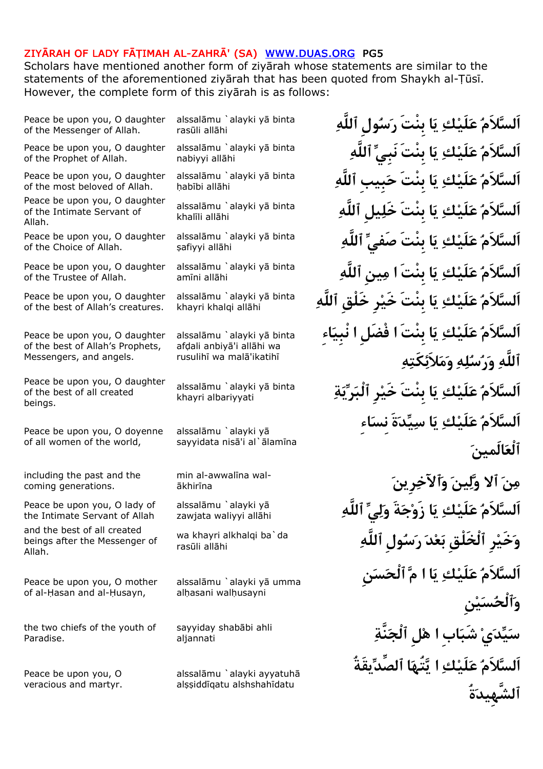ZIYĀRAH OF LADY FĀṬIMAH AL-ZAHRĀ' (SA) WWW.DUAS.ORG PG5

Scholars have mentioned another form of ziyārah whose statements are similar to the statements of the aforementioned ziyārah that has been quoted from Shaykh al-Ṭūsī. However, the complete form of this ziyārah is as follows:

| English | Transliteration | Arabic |
|---|---|---|
| Peace be upon you, O daughter of the Messenger of Allah. | alssalāmu `alayki yā binta rasūli allāhi | اَلسَّلاَمُ عَلَيْكِ يَا بِنْتَ رَسُولِ ٱللَّهِ |
| Peace be upon you, O daughter of the Prophet of Allah. | alssalāmu `alayki yā binta nabiyyi allāhi | اَلسَّلاَمُ عَلَيْكِ يَا بِنْتَ نَبِيِّ ٱللَّهِ |
| Peace be upon you, O daughter of the most beloved of Allah. | alssalāmu `alayki yā binta ḥabībi allāhi | اَلسَّلاَمُ عَلَيْكِ يَا بِنْتَ حَبِيبِ ٱللَّهِ |
| Peace be upon you, O daughter of the Intimate Servant of Allah. | alssalāmu `alayki yā binta khalīli allāhi | اَلسَّلاَمُ عَلَيْكِ يَا بِنْتَ خَلِيلِ ٱللَّهِ |
| Peace be upon you, O daughter of the Choice of Allah. | alssalāmu `alayki yā binta ṣafiyyi allāhi | اَلسَّلاَمُ عَلَيْكِ يَا بِنْتَ صَفِيِّ ٱللَّهِ |
| Peace be upon you, O daughter of the Trustee of Allah. | alssalāmu `alayki yā binta amīni allāhi | اَلسَّلاَمُ عَلَيْكِ يَا بِنْتَ امِينِ ٱللَّهِ |
| Peace be upon you, O daughter of the best of Allah's creatures. | alssalāmu `alayki yā binta khayri khalqi allāhi | اَلسَّلاَمُ عَلَيْكِ يَا بِنْتَ خَيْرِ خَلْقِ ٱللَّهِ |
| Peace be upon you, O daughter of the best of Allah's Prophets, Messengers, and angels. | alssalāmu `alayki yā binta afḍali anbiyā'i allāhi wa rusulihī wa malā'ikatihī | اَلسَّلاَمُ عَلَيْكِ يَا بِنْتَ افْضَلِ انْبِيَاءِ ٱللَّهِ وَرُسُلِهِ وَمَلاَئِكَتِهِ |
| Peace be upon you, O daughter of the best of all created beings. | alssalāmu `alayki yā binta khayri albariyyati | اَلسَّلاَمُ عَلَيْكِ يَا بِنْتَ خَيْرِ ٱلْبَرِيَّةِ |
| Peace be upon you, O doyenne of all women of the world, | alssalāmu `alayki yā sayyidata nisā'i al`ālamīna | اَلسَّلاَمُ عَلَيْكِ يَا سَيِّدَةَ نِسَاءِ ٱلْعَالَمِينَ |
| including the past and the coming generations. | min al-awwalīna wal-ākhirīna | مِنَ ٱلاوَّلِينَ وَٱلآخِرِينَ |
| Peace be upon you, O lady of the Intimate Servant of Allah | alssalāmu `alayki yā zawjata waliyyi allāhi | اَلسَّلاَمُ عَلَيْكِ يَا زَوْجَةَ وَلِيِّ ٱللَّهِ |
| and the best of all created beings after the Messenger of Allah. | wa khayri alkhalqi ba`da rasūli allāhi | وَخَيْرِ ٱلْخَلْقِ بَعْدَ رَسُولِ ٱللَّهِ |
| Peace be upon you, O mother of al-Ḥasan and al-Ḥusayn, | alssalāmu `alayki yā umma alḥasani walḥusayni | اَلسَّلاَمُ عَلَيْكِ يَا امَّ ٱلْحَسَنِ وَٱلْحُسَيْنِ |
| the two chiefs of the youth of Paradise. | sayyiday shabābi ahli aljannati | سَيِّدَيْ شَبَابِ اهْلِ ٱلْجَنَّةِ |
| Peace be upon you, O veracious and martyr. | alssalāmu `alayki ayyatuhā alṣṣiddīqatu alshshahīdatu | اَلسَّلاَمُ عَلَيْكِ ايَّتُهَا ٱلصِّدِّيقَةُ ٱلشَّهِيدَةُ |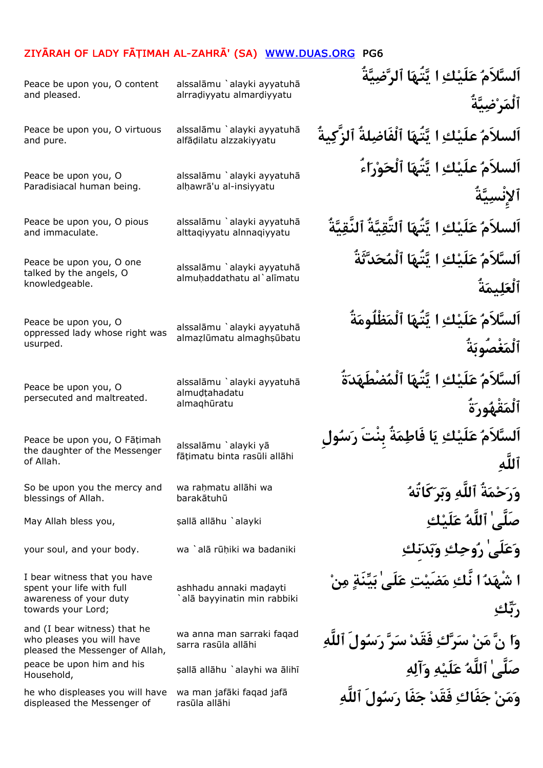| | | |
|---|---|---|
| Peace be upon you, O content and pleased. | alssalāmu `alayki ayyatuhā alrraḍiyyatu almarḍiyyatu | اَلسَّلاَمُ عَلَيْكِ ا يَّتُهَا ٱلرَّضِيَّةُ ٱلْمَرْضِيَّةُ |
| Peace be upon you, O virtuous and pure. | alssalāmu `alayki ayyatuhā alfāḍilatu alzzakiyyatu | اَلسلاَمُ علَيْكِ ا يَّتُهَا ٱلْفَاضِلةُ ٱلزَّكِيةُ |
| Peace be upon you, O Paradisiacal human being. | alssalāmu `alayki ayyatuhā alḥawrā'u al-insiyyatu | اَلسلاَمُ علَيْكِ ا يَّتُهَا ٱلْحَوْرَاءُ ٱلإِنْسِيَّةُ |
| Peace be upon you, O pious and immaculate. | alssalāmu `alayki ayyatuhā alttaqiyyatu alnnaqiyyatu | اَلسلاَمُ علَيْكِ ا يَّتُهَا ٱلتَّقِيَّةُ ٱلنَّقِيَّةُ |
| Peace be upon you, O one talked by the angels, O knowledgeable. | alssalāmu `alayki ayyatuhā almuḥaddathatu al`alīmatu | اَلسَّلاَمُ علَيْكِ ا يَّتُهَا ٱلْمُحَدَّثَةُ ٱلْعَلِيمَةُ |
| Peace be upon you, O oppressed lady whose right was usurped. | alssalāmu `alayki ayyatuhā almaẓlūmatu almaghṣūbatu | اَلسَّلاَمُ علَيْكِ ا يَّتُهَا ٱلْمَظْلُومَةُ ٱلْمَغْصُوبَةُ |
| Peace be upon you, O persecuted and maltreated. | alssalāmu `alayki ayyatuhā almuḍṭahadatu almaqhūratu | اَلسَّلاَمُ علَيْكِ ا يَّتُهَا ٱلْمُضْطَهَدَةُ ٱلْمَقْهُورَةُ |
| Peace be upon you, O Fāṭimah the daughter of the Messenger of Allah. | alssalāmu `alayki yā fāṭimatu binta rasūli allāhi | اَلسَّلاَمُ عَلَيْكِ يَا فَاطِمَةُ بِنْتَ رَسُولِ ٱللَّهِ |
| So be upon you the mercy and blessings of Allah. | wa raḥmatu allāhi wa barakātuhū | وَرَحْمَةُ ٱللَّهِ وَبَرَكَاتُهُ |
| May Allah bless you, | ṣallā allāhu `alayki | صَلَّىٰ ٱللَّهُ عَلَيْكِ |
| your soul, and your body. | wa `alā rūḥiki wa badaniki | وَعَلَىٰ رُوحِكِ وَبَدَنِكِ |
| I bear witness that you have spent your life with full awareness of your duty towards your Lord; | ashhadu annaki maḍayti `alā bayyinatin min rabbiki | ا شْهَدُ ا نَّكِ مَضَيْتِ عَلَىٰ بَيِّنَةٍ مِنْ رَبِّكِ |
| and (I bear witness) that he who pleases you will have pleased the Messenger of Allah, | wa anna man sarraki faqad sarra rasūla allāhi | وَا نَّ مَنْ سَرَّكِ فَقَدْ سَرَّ رَسُولَ ٱللَّهِ |
| peace be upon him and his Household, | ṣallā allāhu `alayhi wa ālihī | صَلَّىٰ ٱللَّهُ عَلَيْهِ وَآلِهِ |
| he who displeases you will have displeased the Messenger of | wa man jafāki faqad jafā rasūla allāhi | وَمَنْ جَفَاكِ فَقَدْ جَفَا رَسُولَ ٱللَّهِ |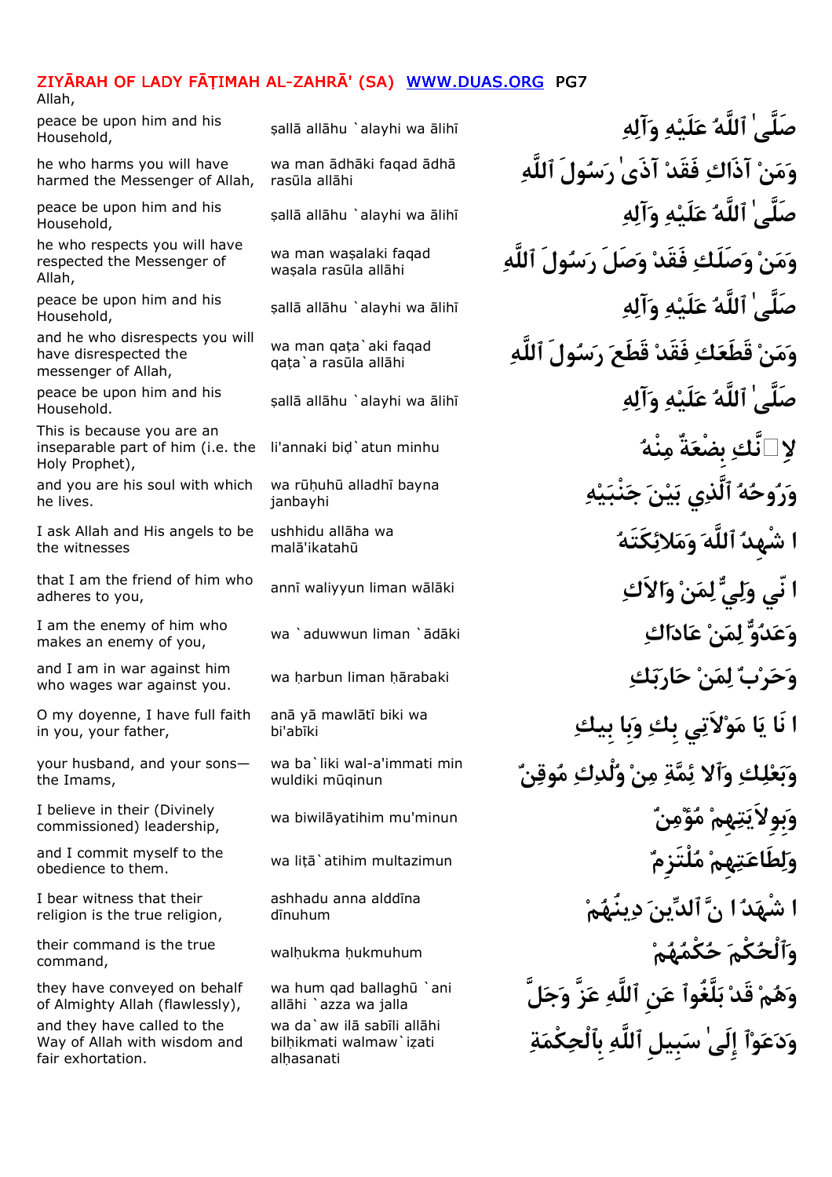Allah,

| | | |
|---|---|---|
| peace be upon him and his Household, | ṣallā allāhu `alayhi wa ālihī | صَلَّىٰ ٱللَّهُ عَلَيْهِ وَآلِهِ |
| he who harms you will have harmed the Messenger of Allah, | wa man ādhāki faqad ādhā rasūla allāhi | وَمَنْ آذَاكِ فَقَدْ آذَىٰ رَسُولَ ٱللَّهِ |
| peace be upon him and his Household, | ṣallā allāhu `alayhi wa ālihī | صَلَّىٰ ٱللَّهُ عَلَيْهِ وَآلِهِ |
| he who respects you will have respected the Messenger of Allah, | wa man waṣalaki faqad waṣala rasūla allāhi | وَمَنْ وَصَلَكِ فَقَدْ وَصَلَ رَسُولَ ٱللَّهِ |
| peace be upon him and his Household, | ṣallā allāhu `alayhi wa ālihī | صَلَّىٰ ٱللَّهُ عَلَيْهِ وَآلِهِ |
| and he who disrespects you will have disrespected the messenger of Allah, | wa man qaṭa`aki faqad qaṭa`a rasūla allāhi | وَمَنْ قَطَعَكِ فَقَدْ قَطَعَ رَسُولَ ٱللَّهِ |
| peace be upon him and his Household. | ṣallā allāhu `alayhi wa ālihī | صَلَّىٰ ٱللَّهُ عَلَيْهِ وَآلِهِ |
| This is because you are an inseparable part of him (i.e. the Holy Prophet), | li'annaki biḍ`atun minhu | لِأَنَّكِ بِضْعَةٌ مِنْهُ |
| and you are his soul with which he lives. | wa rūḥuhū alladhī bayna janbayhi | وَرُوحُهُ ٱلَّذِي بَيْنَ جَنْبَيْهِ |
| I ask Allah and His angels to be the witnesses | ushhidu allāha wa malā'ikatahū | أُشْهِدُ ٱللَّهَ وَمَلاَئِكَتَهُ |
| that I am the friend of him who adheres to you, | annī waliyyun liman wālāki | أَنِّي وَلِيٌّ لِمَنْ وَالاَكِ |
| I am the enemy of him who makes an enemy of you, | wa `aduwwun liman `ādāki | وَعَدُوٌّ لِمَنْ عَادَاكِ |
| and I am in war against him who wages war against you. | wa ḥarbun liman ḥārabaki | وَحَرْبٌ لِمَنْ حَارَبَكِ |
| O my doyenne, I have full faith in you, your father, | anā yā mawlātī biki wa bi'abīki | أَنَا يَا مَوْلاَتِي بِكِ وَبِأَبِيكِ |
| your husband, and your sons—the Imams, | wa ba`liki wal-a'immati min wuldiki mūqinun | وَبَعْلِكِ وَٱلأَئِمَّةِ مِنْ وُلْدِكِ مُوقِنٌ |
| I believe in their (Divinely commissioned) leadership, | wa biwilāyatihim mu'minun | وَبِوِلاَيَتِهِمْ مُؤْمِنٌ |
| and I commit myself to the obedience to them. | wa liṭā`atihim multazimun | وَلِطَاعَتِهِمْ مُلْتَزِمٌ |
| I bear witness that their religion is the true religion, | ashhadu anna alddīna dīnuhum | أَشْهَدُ أَنَّ ٱلدِّينَ دِينُهُمْ |
| their command is the true command, | walḥukma ḥukmuhum | وَٱلْحُكْمَ حُكْمُهُمْ |
| they have conveyed on behalf of Almighty Allah (flawlessly), | wa hum qad ballaghū `ani allāhi `azza wa jalla | وَهُمْ قَدْ بَلَّغُوا عَنِ ٱللَّهِ عَزَّ وَجَلَّ |
| and they have called to the Way of Allah with wisdom and fair exhortation. | wa da`aw ilā sabīli allāhi bilḥikmati walmaw`iẓati alḥasanati | وَدَعَوْا إِلَىٰ سَبِيلِ ٱللَّهِ بِٱلْحِكْمَةِ |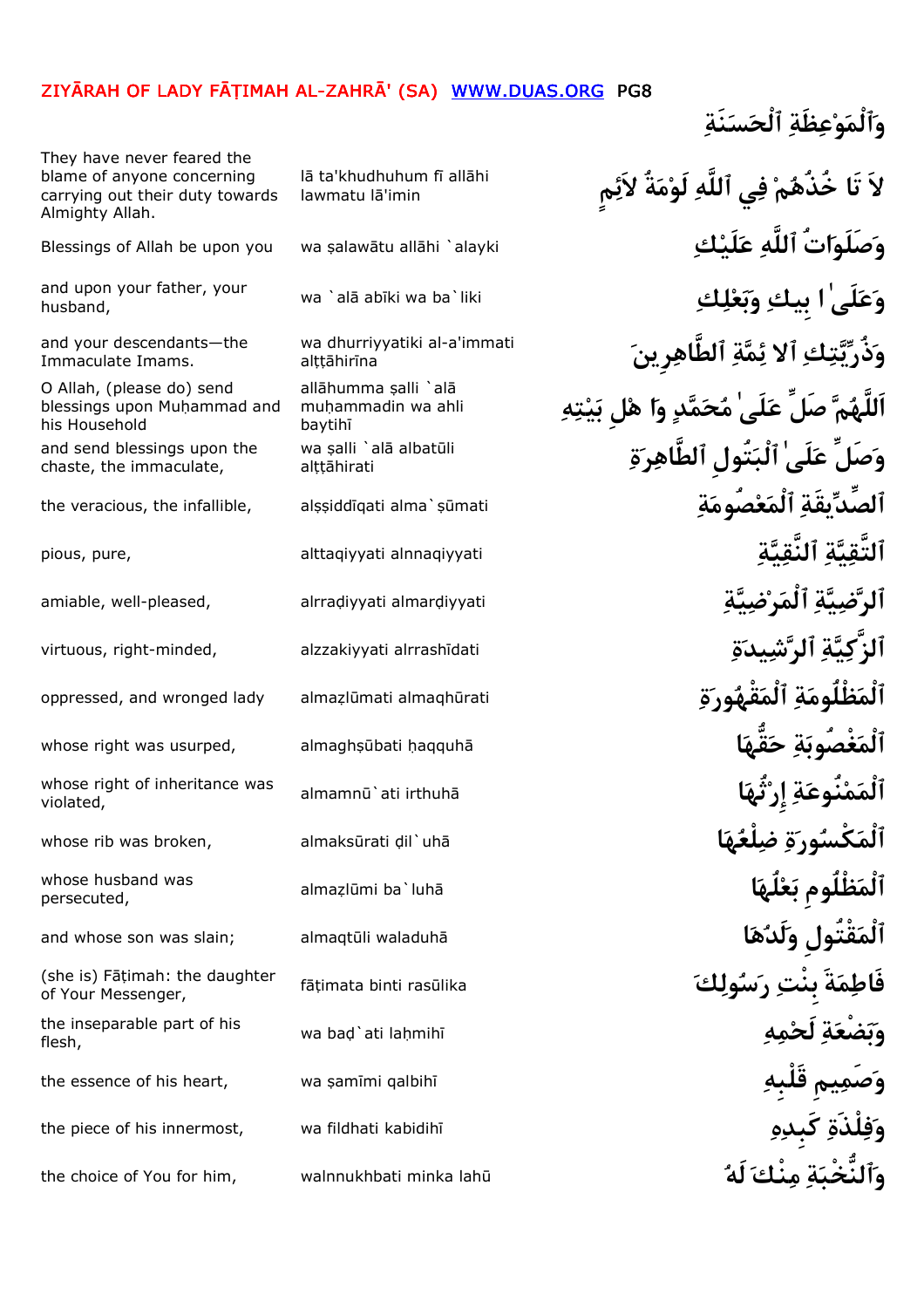وَٱلْمَوْعِظَةِ ٱلْحَسَنَةِ

| English | Transliteration | Arabic |
| --- | --- | --- |
| They have never feared the blame of anyone concerning carrying out their duty towards Almighty Allah. | lā ta'khudhuhum fī allāhi lawmatu lā'imin | لاَ تَا خُذُهُمْ فِي ٱللَّهِ لَوْمَةُ لاَئِمٍ |
| Blessings of Allah be upon you | wa ṣalawātu allāhi `alayki | وَصَلَوَاتُ ٱللَّهِ عَلَيْكِ |
| and upon your father, your husband, | wa `alā abīki wa ba`liki | وَعَلَىٰ ا بِيكِ وَبَعْلِكِ |
| and your descendants—the Immaculate Imams. | wa dhurriyyatiki al-a'immati alṭṭāhirīna | وَذُرِّيَّتِكِ الا ئِمَّةِ ٱلطَّاهِرِينَ |
| O Allah, (please do) send blessings upon Muḥammad and his Household | allāhumma ṣalli `alā muḥammadin wa ahli baytihī | اَللَّهُمَّ صَلِّ عَلَىٰ مُحَمَّدٍ وَا هْلِ بَيْتِهِ |
| and send blessings upon the chaste, the immaculate, | wa ṣalli `alā albatūli alṭṭāhirati | وَصَلِّ عَلَىٰ ٱلْبَتُولِ ٱلطَّاهِرَةِ |
| the veracious, the infallible, | alṣṣiddīqati alma`ṣūmati | ٱلصِّدِّيقَةِ ٱلْمَعْصُومَةِ |
| pious, pure, | alttaqiyyati alnnaqiyyati | ٱلتَّقِيَّةِ ٱلنَّقِيَّةِ |
| amiable, well-pleased, | alrraḍiyyati almarḍiyyati | ٱلرَّضِيَّةِ ٱلْمَرْضِيَّةِ |
| virtuous, right-minded, | alzzakiyyati alrrashīdati | ٱلزَّكِيَّةِ ٱلرَّشِيدَةِ |
| oppressed, and wronged lady | almaẓlūmati almaqhūrati | ٱلْمَظْلُومَةِ ٱلْمَقْهُورَةِ |
| whose right was usurped, | almaghṣūbati ḥaqquhā | ٱلْمَغْصُوبَةِ حَقُّهَا |
| whose right of inheritance was violated, | almamnū`ati irthuhā | ٱلْمَمْنُوعَةِ إِرْثُهَا |
| whose rib was broken, | almaksūrati ḍil`uhā | ٱلْمَكْسُورَةِ ضِلْعُهَا |
| whose husband was persecuted, | almaẓlūmi ba`luhā | ٱلْمَظْلُومِ بَعْلُهَا |
| and whose son was slain; | almaqtūli waladuhā | ٱلْمَقْتُولِ وَلَدُهَا |
| (she is) Fāṭimah: the daughter of Your Messenger, | fāṭimata binti rasūlika | فَاطِمَةَ بِنْتِ رَسُولِكَ |
| the inseparable part of his flesh, | wa baḍ`ati laḥmihī | وَبَضْعَةِ لَحْمِهِ |
| the essence of his heart, | wa ṣamīmi qalbihī | وَصَمِيمِ قَلْبِهِ |
| the piece of his innermost, | wa fildhati kabidihī | وَفِلْذَةِ كَبِدِهِ |
| the choice of You for him, | walnnukhbati minka lahū | وَٱلنُّخْبَةِ مِنْكَ لَهُ |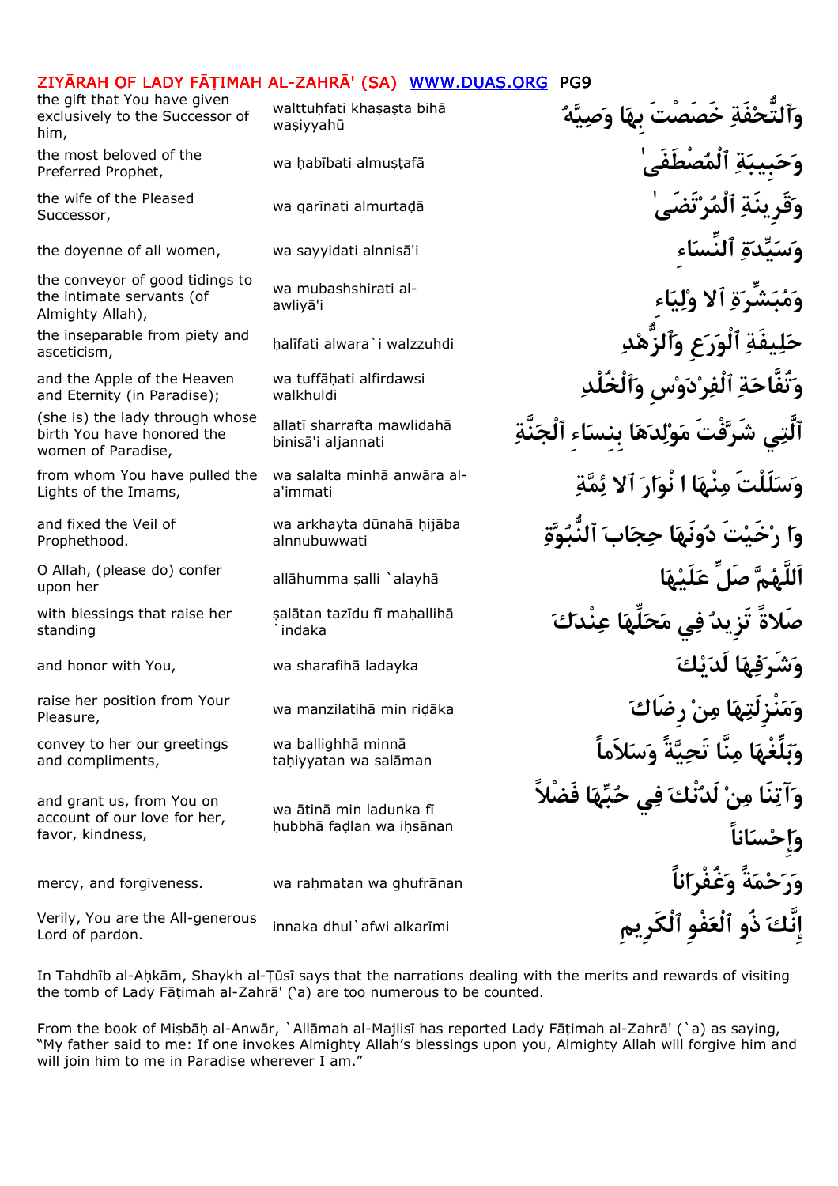| | | |
|---|---|---|
| the gift that You have given exclusively to the Successor of him, | walttuḥfati khaṣaṣta bihā waṣiyyahū | وَٱلتُّحْفَةِ خَصَصْتَ بِهَا وَصِيَّهُ |
| the most beloved of the Preferred Prophet, | wa ḥabībati almuṣṭafā | وَحَبِيبَةِ ٱلْمُصْطَفَىٰ |
| the wife of the Pleased Successor, | wa qarīnati almurtaḍā | وَقَرِينَةِ ٱلْمُرْتَضَىٰ |
| the doyenne of all women, | wa sayyidati alnnisā'i | وَسَيِّدَةِ ٱلنِّسَاءِ |
| the conveyor of good tidings to the intimate servants (of Almighty Allah), | wa mubashshirati al-awliyā'i | وَمُبَشِّرَةِ ٱلا وْلِيَاءِ |
| the inseparable from piety and asceticism, | ḥalīfati alwara`i walzzuhdi | حَلِيفَةِ ٱلْوَرَعِ وَٱلزُّهْدِ |
| and the Apple of the Heaven and Eternity (in Paradise); | wa tuffāḥati alfirdawsi walkhuldi | وَتُفَّاحَةِ ٱلْفِرْدَوْسِ وَٱلْخُلْدِ |
| (she is) the lady through whose birth You have honored the women of Paradise, | allatī sharrafta mawlidahā binisā'i aljannati | ٱلَّتِي شَرَّفْتَ مَوْلِدَهَا بِنِسَاءِ ٱلْجَنَّةِ |
| from whom You have pulled the Lights of the Imams, | wa salalta minhā anwāra al-a'immati | وَسَلَلْتَ مِنْهَا ا نْوَارَ ٱلا ئِمَّةِ |
| and fixed the Veil of Prophethood. | wa arkhayta dūnahā ḥijāba alnnubuwwati | وَا رْخَيْتَ دُونَهَا حِجَابَ ٱلنُّبُوَّةِ |
| O Allah, (please do) confer upon her | allāhumma ṣalli `alayhā | اَللَّهُمَّ صَلِّ عَلَيْهَا |
| with blessings that raise her standing | ṣalātan tazīdu fī maḥallihā `indaka | صَلاةً تَزِيدُ فِي مَحَلِّهَا عِنْدَكَ |
| and honor with You, | wa sharafihā ladayka | وَشَرَفِهَا لَدَيْكَ |
| raise her position from Your Pleasure, | wa manzilatihā min riḍāka | وَمَنْزِلَتِهَا مِنْ رِضَاكَ |
| convey to her our greetings and compliments, | wa ballighhā minnā taḥiyyatan wa salāman | وَبَلِّغْهَا مِنَّا تَحِيَّةً وَسَلاَماً |
| and grant us, from You on account of our love for her, favor, kindness, | wa ātinā min ladunka fī ḥubbhā faḍlan wa iḥsānan | وَآتِنَا مِنْ لَدُنْكَ فِي حُبِّهَا فَضْلاً وَإِحْسَاناً |
| mercy, and forgiveness. | wa raḥmatan wa ghufrānan | وَرَحْمَةً وَغُفْرَاناً |
| Verily, You are the All-generous Lord of pardon. | innaka dhul`afwi alkarīmi | إِنَّكَ ذُو ٱلْعَفْوِ ٱلْكَرِيمِ |

In Tahdhīb al-Aḥkām, Shaykh al-Ṭūsī says that the narrations dealing with the merits and rewards of visiting the tomb of Lady Fāṭimah al-Zahrā' ('a) are too numerous to be counted.

From the book of Miṣbāḥ al-Anwār, `Allāmah al-Majlisī has reported Lady Fāṭimah al-Zahrā' (`a) as saying, "My father said to me: If one invokes Almighty Allah's blessings upon you, Almighty Allah will forgive him and will join him to me in Paradise wherever I am."